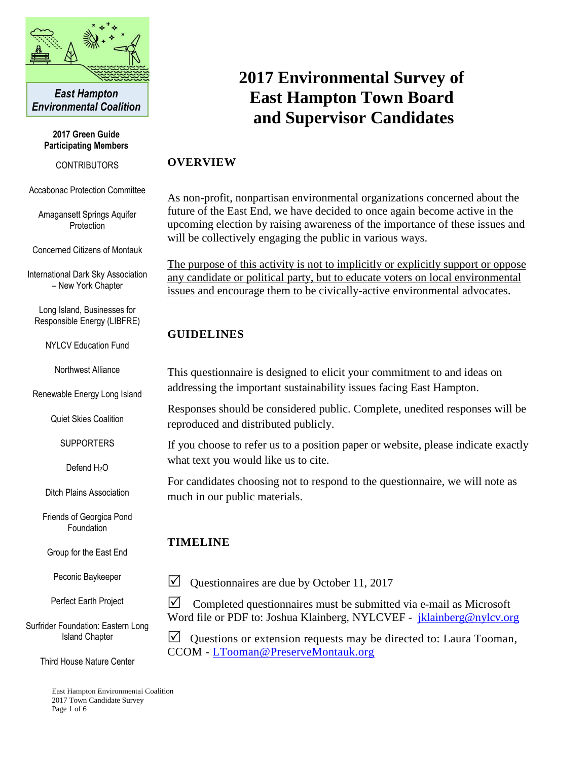East Hampton Environmental Coalition

**2017 Green Guide Participating Members**

CONTRIBUTORS

Accabonac Protection Committee

Amagansett Springs Aquifer Protection

Concerned Citizens of Montauk

International Dark Sky Association – New York Chapter

Long Island, Businesses for Responsible Energy (LIBFRE)

NYLCV Education Fund

Northwest Alliance

Renewable Energy Long Island

Quiet Skies Coalition

SUPPORTERS

Defend $H_2O$

Ditch Plains Association

Friends of Georgica Pond Foundation

Group for the East End

Peconic Baykeeper

Perfect Earth Project

Surfrider Foundation: Eastern Long Island Chapter

Third House Nature Center

# 2017 Environmental Survey of East Hampton Town Board and Supervisor Candidates

## OVERVIEW

As non-profit, nonpartisan environmental organizations concerned about the future of the East End, we have decided to once again become active in the upcoming election by raising awareness of the importance of these issues and will be collectively engaging the public in various ways.

The purpose of this activity is not to implicitly or explicitly support or oppose any candidate or political party, but to educate voters on local environmental issues and encourage them to be civically-active environmental advocates.

## GUIDELINES

This questionnaire is designed to elicit your commitment to and ideas on addressing the important sustainability issues facing East Hampton.

Responses should be considered public. Complete, unedited responses will be reproduced and distributed publicly.

If you choose to refer us to a position paper or website, please indicate exactly what text you would like us to cite.

For candidates choosing not to respond to the questionnaire, we will note as much in our public materials.

## TIMELINE

☑ Questionnaires are due by October 11, 2017

☑ Completed questionnaires must be submitted via e-mail as Microsoft Word file or PDF to: Joshua Klainberg, NYLCVEF - jklainberg@nylcv.org

☑ Questions or extension requests may be directed to: Laura Tooman, CCOM - LTooman@PreserveMontauk.org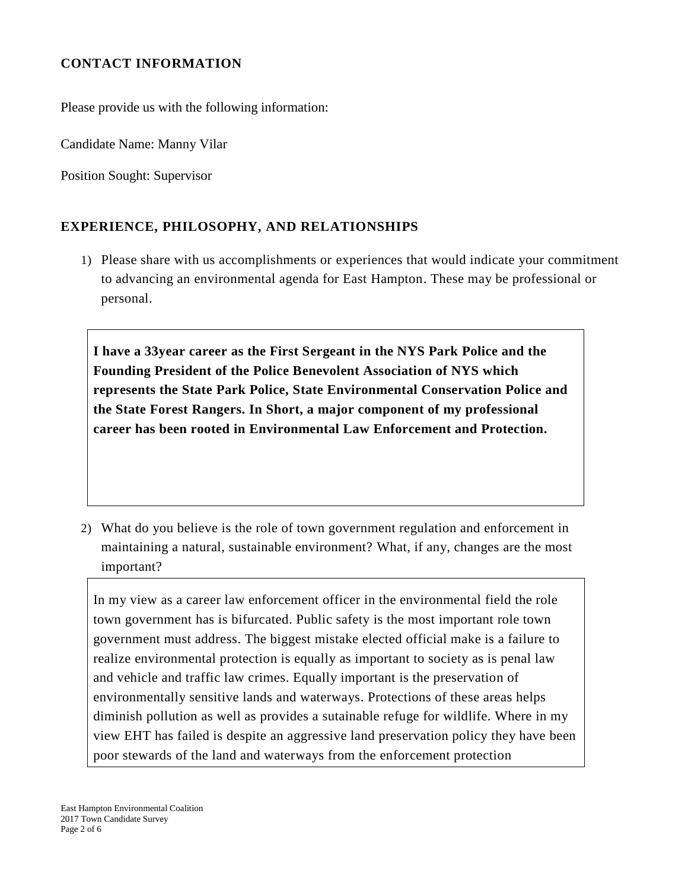## CONTACT INFORMATION

Please provide us with the following information:

Candidate Name: Manny Vilar

Position Sought: Supervisor

## EXPERIENCE, PHILOSOPHY, AND RELATIONSHIPS

1) Please share with us accomplishments or experiences that would indicate your commitment to advancing an environmental agenda for East Hampton. These may be professional or personal.

**I have a 33year career as the First Sergeant in the NYS Park Police and the Founding President of the Police Benevolent Association of NYS which represents the State Park Police, State Environmental Conservation Police and the State Forest Rangers. In Short, a major component of my professional career has been rooted in Environmental Law Enforcement and Protection.**

2) What do you believe is the role of town government regulation and enforcement in maintaining a natural, sustainable environment? What, if any, changes are the most important?

In my view as a career law enforcement officer in the environmental field the role town government has is bifurcated. Public safety is the most important role town government must address. The biggest mistake elected official make is a failure to realize environmental protection is equally as important to society as is penal law and vehicle and traffic law crimes. Equally important is the preservation of environmentally sensitive lands and waterways. Protections of these areas helps diminish pollution as well as provides a sutainable refuge for wildlife. Where in my view EHT has failed is despite an aggressive land preservation policy they have been poor stewards of the land and waterways from the enforcement protection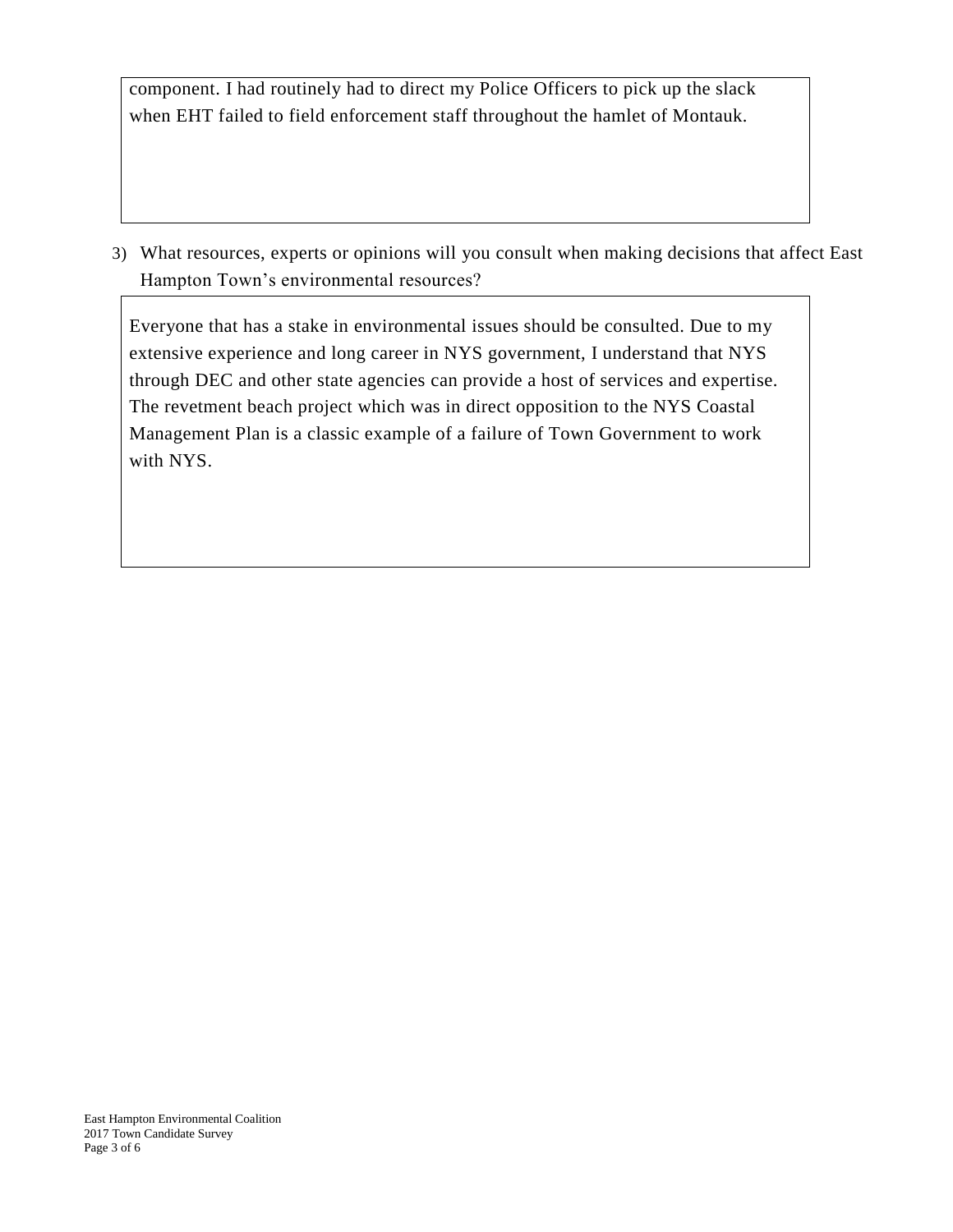component. I had routinely had to direct my Police Officers to pick up the slack when EHT failed to field enforcement staff throughout the hamlet of Montauk.

3) What resources, experts or opinions will you consult when making decisions that affect East Hampton Town's environmental resources?

Everyone that has a stake in environmental issues should be consulted. Due to my extensive experience and long career in NYS government, I understand that NYS through DEC and other state agencies can provide a host of services and expertise. The revetment beach project which was in direct opposition to the NYS Coastal Management Plan is a classic example of a failure of Town Government to work with NYS.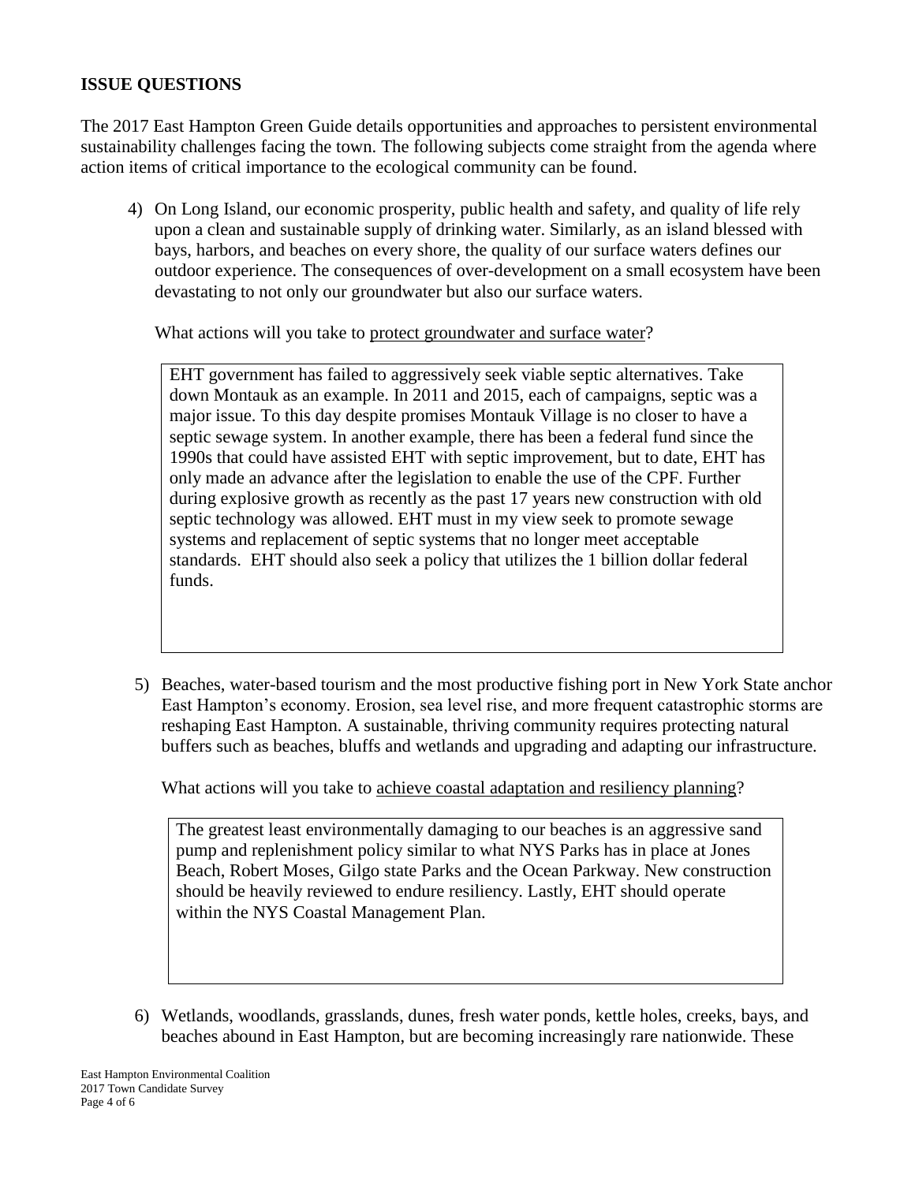**ISSUE QUESTIONS**

The 2017 East Hampton Green Guide details opportunities and approaches to persistent environmental sustainability challenges facing the town. The following subjects come straight from the agenda where action items of critical importance to the ecological community can be found.

4) On Long Island, our economic prosperity, public health and safety, and quality of life rely upon a clean and sustainable supply of drinking water. Similarly, as an island blessed with bays, harbors, and beaches on every shore, the quality of our surface waters defines our outdoor experience. The consequences of over-development on a small ecosystem have been devastating to not only our groundwater but also our surface waters.

   What actions will you take to <u>protect groundwater and surface water</u>?

   EHT government has failed to aggressively seek viable septic alternatives. Take down Montauk as an example. In 2011 and 2015, each of campaigns, septic was a major issue. To this day despite promises Montauk Village is no closer to have a septic sewage system. In another example, there has been a federal fund since the 1990s that could have assisted EHT with septic improvement, but to date, EHT has only made an advance after the legislation to enable the use of the CPF. Further during explosive growth as recently as the past 17 years new construction with old septic technology was allowed. EHT must in my view seek to promote sewage systems and replacement of septic systems that no longer meet acceptable standards. EHT should also seek a policy that utilizes the 1 billion dollar federal funds.

5) Beaches, water-based tourism and the most productive fishing port in New York State anchor East Hampton's economy. Erosion, sea level rise, and more frequent catastrophic storms are reshaping East Hampton. A sustainable, thriving community requires protecting natural buffers such as beaches, bluffs and wetlands and upgrading and adapting our infrastructure.

   What actions will you take to <u>achieve coastal adaptation and resiliency planning</u>?

   The greatest least environmentally damaging to our beaches is an aggressive sand pump and replenishment policy similar to what NYS Parks has in place at Jones Beach, Robert Moses, Gilgo state Parks and the Ocean Parkway. New construction should be heavily reviewed to endure resiliency. Lastly, EHT should operate within the NYS Coastal Management Plan.

6) Wetlands, woodlands, grasslands, dunes, fresh water ponds, kettle holes, creeks, bays, and beaches abound in East Hampton, but are becoming increasingly rare nationwide. These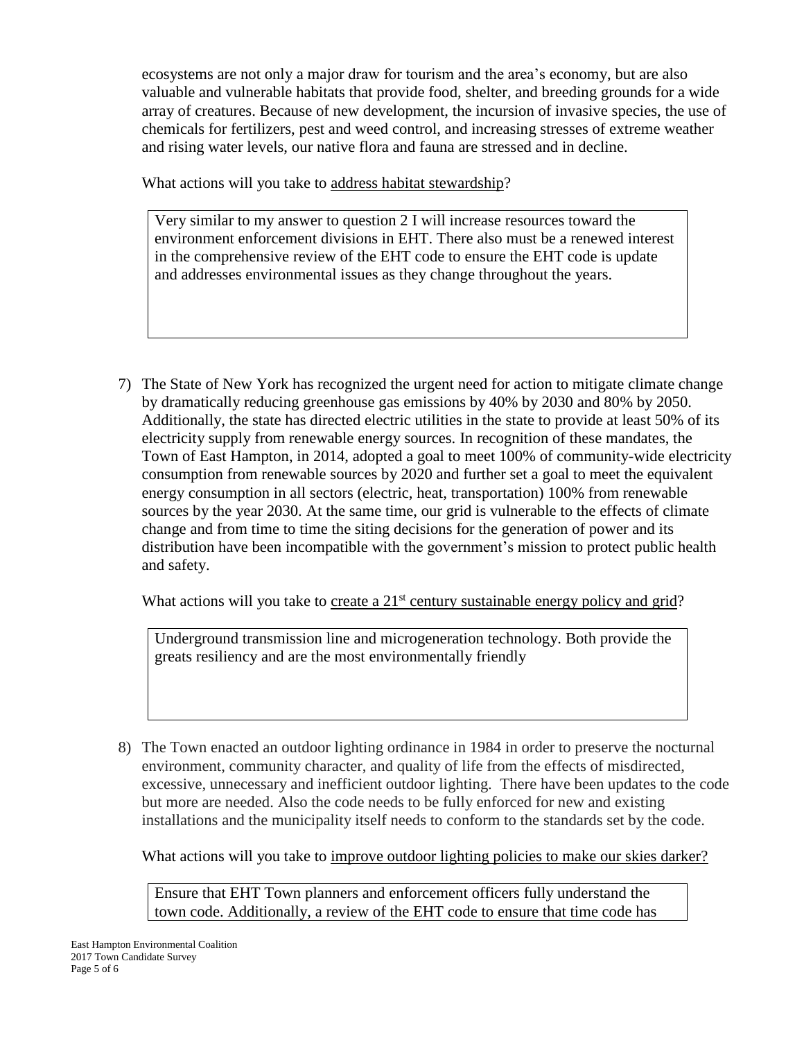ecosystems are not only a major draw for tourism and the area's economy, but are also valuable and vulnerable habitats that provide food, shelter, and breeding grounds for a wide array of creatures. Because of new development, the incursion of invasive species, the use of chemicals for fertilizers, pest and weed control, and increasing stresses of extreme weather and rising water levels, our native flora and fauna are stressed and in decline.

What actions will you take to address habitat stewardship?

> Very similar to my answer to question 2 I will increase resources toward the environment enforcement divisions in EHT. There also must be a renewed interest in the comprehensive review of the EHT code to ensure the EHT code is update and addresses environmental issues as they change throughout the years.

7) The State of New York has recognized the urgent need for action to mitigate climate change by dramatically reducing greenhouse gas emissions by 40% by 2030 and 80% by 2050. Additionally, the state has directed electric utilities in the state to provide at least 50% of its electricity supply from renewable energy sources. In recognition of these mandates, the Town of East Hampton, in 2014, adopted a goal to meet 100% of community-wide electricity consumption from renewable sources by 2020 and further set a goal to meet the equivalent energy consumption in all sectors (electric, heat, transportation) 100% from renewable sources by the year 2030. At the same time, our grid is vulnerable to the effects of climate change and from time to time the siting decisions for the generation of power and its distribution have been incompatible with the government's mission to protect public health and safety.

   What actions will you take to create a 21st century sustainable energy policy and grid?

   > Underground transmission line and microgeneration technology. Both provide the greats resiliency and are the most environmentally friendly

8) The Town enacted an outdoor lighting ordinance in 1984 in order to preserve the nocturnal environment, community character, and quality of life from the effects of misdirected, excessive, unnecessary and inefficient outdoor lighting. There have been updates to the code but more are needed. Also the code needs to be fully enforced for new and existing installations and the municipality itself needs to conform to the standards set by the code.

   What actions will you take to improve outdoor lighting policies to make our skies darker?

   > Ensure that EHT Town planners and enforcement officers fully understand the town code. Additionally, a review of the EHT code to ensure that time code has

East Hampton Environmental Coalition
2017 Town Candidate Survey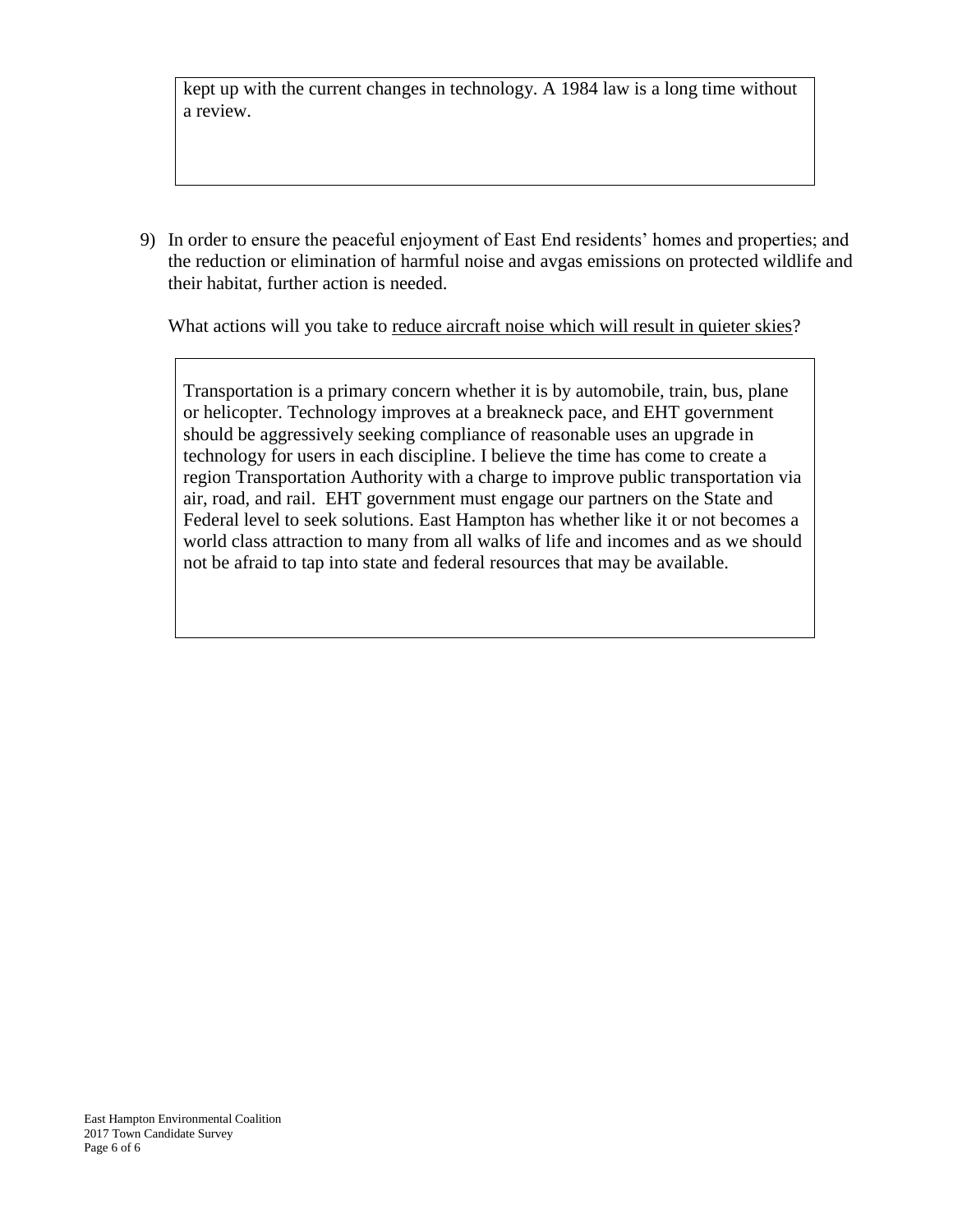kept up with the current changes in technology. A 1984 law is a long time without a review.

9) In order to ensure the peaceful enjoyment of East End residents' homes and properties; and the reduction or elimination of harmful noise and avgas emissions on protected wildlife and their habitat, further action is needed.

   What actions will you take to <u>reduce aircraft noise which will result in quieter skies</u>?

   Transportation is a primary concern whether it is by automobile, train, bus, plane or helicopter. Technology improves at a breakneck pace, and EHT government should be aggressively seeking compliance of reasonable uses an upgrade in technology for users in each discipline. I believe the time has come to create a region Transportation Authority with a charge to improve public transportation via air, road, and rail. EHT government must engage our partners on the State and Federal level to seek solutions. East Hampton has whether like it or not becomes a world class attraction to many from all walks of life and incomes and as we should not be afraid to tap into state and federal resources that may be available.